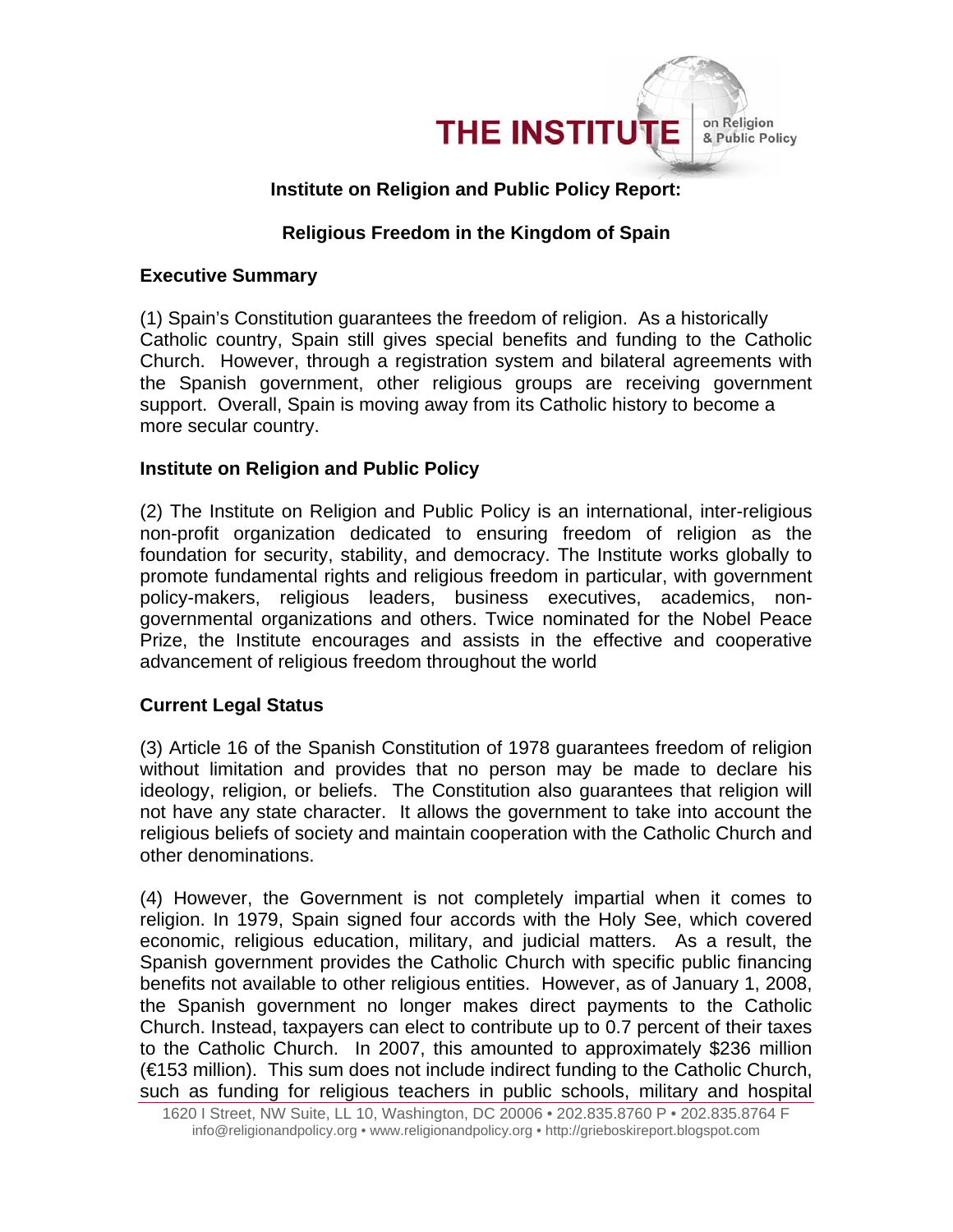**Institute on Religion and Public Policy Report:**

**Religious Freedom in the Kingdom of Spain**

## Executive Summary

(1) Spain's Constitution guarantees the freedom of religion. As a historically Catholic country, Spain still gives special benefits and funding to the Catholic Church. However, through a registration system and bilateral agreements with the Spanish government, other religious groups are receiving government support. Overall, Spain is moving away from its Catholic history to become a more secular country.

## Institute on Religion and Public Policy

(2) The Institute on Religion and Public Policy is an international, inter-religious non-profit organization dedicated to ensuring freedom of religion as the foundation for security, stability, and democracy. The Institute works globally to promote fundamental rights and religious freedom in particular, with government policy-makers, religious leaders, business executives, academics, non-governmental organizations and others. Twice nominated for the Nobel Peace Prize, the Institute encourages and assists in the effective and cooperative advancement of religious freedom throughout the world

## Current Legal Status

(3) Article 16 of the Spanish Constitution of 1978 guarantees freedom of religion without limitation and provides that no person may be made to declare his ideology, religion, or beliefs. The Constitution also guarantees that religion will not have any state character. It allows the government to take into account the religious beliefs of society and maintain cooperation with the Catholic Church and other denominations.

(4) However, the Government is not completely impartial when it comes to religion. In 1979, Spain signed four accords with the Holy See, which covered economic, religious education, military, and judicial matters. As a result, the Spanish government provides the Catholic Church with specific public financing benefits not available to other religious entities. However, as of January 1, 2008, the Spanish government no longer makes direct payments to the Catholic Church. Instead, taxpayers can elect to contribute up to 0.7 percent of their taxes to the Catholic Church. In 2007, this amounted to approximately $236 million (€153 million). This sum does not include indirect funding to the Catholic Church, such as funding for religious teachers in public schools, military and hospital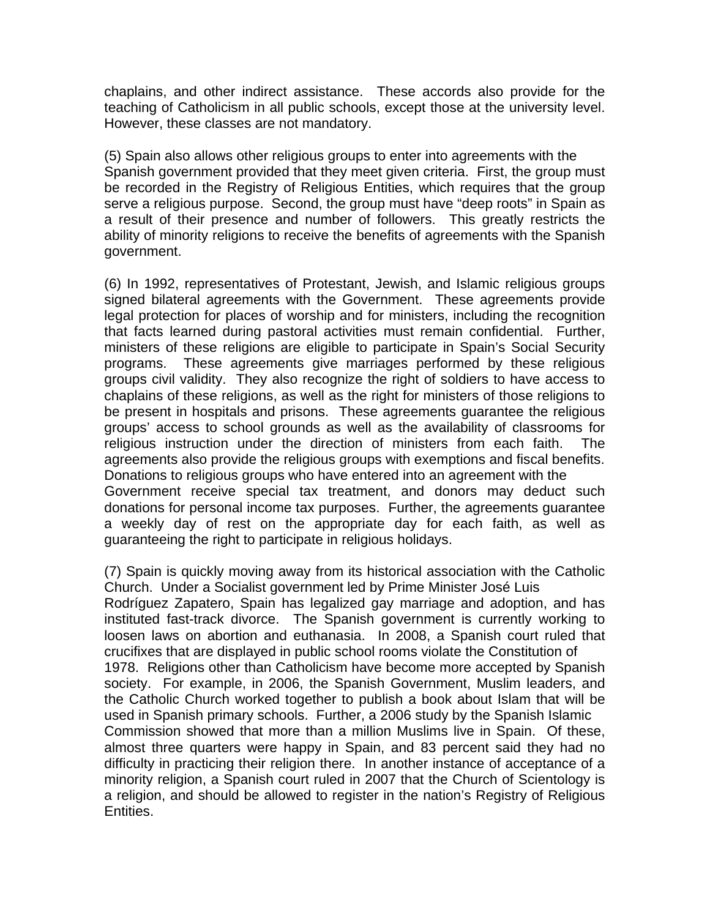chaplains, and other indirect assistance. These accords also provide for the teaching of Catholicism in all public schools, except those at the university level. However, these classes are not mandatory.

(5) Spain also allows other religious groups to enter into agreements with the Spanish government provided that they meet given criteria. First, the group must be recorded in the Registry of Religious Entities, which requires that the group serve a religious purpose. Second, the group must have "deep roots" in Spain as a result of their presence and number of followers. This greatly restricts the ability of minority religions to receive the benefits of agreements with the Spanish government.

(6) In 1992, representatives of Protestant, Jewish, and Islamic religious groups signed bilateral agreements with the Government. These agreements provide legal protection for places of worship and for ministers, including the recognition that facts learned during pastoral activities must remain confidential. Further, ministers of these religions are eligible to participate in Spain's Social Security programs. These agreements give marriages performed by these religious groups civil validity. They also recognize the right of soldiers to have access to chaplains of these religions, as well as the right for ministers of those religions to be present in hospitals and prisons. These agreements guarantee the religious groups' access to school grounds as well as the availability of classrooms for religious instruction under the direction of ministers from each faith. The agreements also provide the religious groups with exemptions and fiscal benefits. Donations to religious groups who have entered into an agreement with the Government receive special tax treatment, and donors may deduct such donations for personal income tax purposes. Further, the agreements guarantee a weekly day of rest on the appropriate day for each faith, as well as guaranteeing the right to participate in religious holidays.

(7) Spain is quickly moving away from its historical association with the Catholic Church. Under a Socialist government led by Prime Minister José Luis Rodríguez Zapatero, Spain has legalized gay marriage and adoption, and has instituted fast-track divorce. The Spanish government is currently working to loosen laws on abortion and euthanasia. In 2008, a Spanish court ruled that crucifixes that are displayed in public school rooms violate the Constitution of 1978. Religions other than Catholicism have become more accepted by Spanish society. For example, in 2006, the Spanish Government, Muslim leaders, and the Catholic Church worked together to publish a book about Islam that will be used in Spanish primary schools. Further, a 2006 study by the Spanish Islamic Commission showed that more than a million Muslims live in Spain. Of these, almost three quarters were happy in Spain, and 83 percent said they had no difficulty in practicing their religion there. In another instance of acceptance of a minority religion, a Spanish court ruled in 2007 that the Church of Scientology is a religion, and should be allowed to register in the nation's Registry of Religious Entities.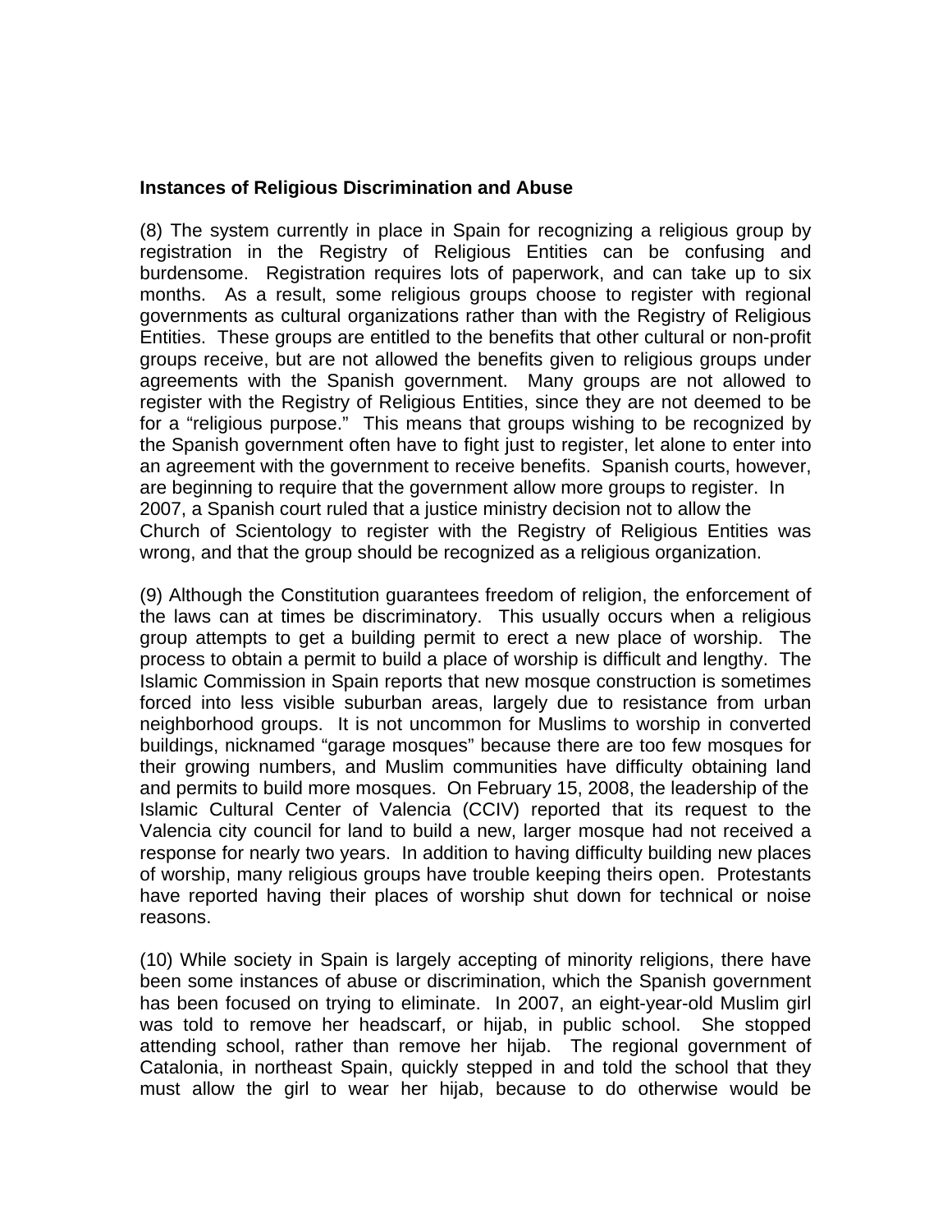**Instances of Religious Discrimination and Abuse**

(8) The system currently in place in Spain for recognizing a religious group by registration in the Registry of Religious Entities can be confusing and burdensome. Registration requires lots of paperwork, and can take up to six months. As a result, some religious groups choose to register with regional governments as cultural organizations rather than with the Registry of Religious Entities. These groups are entitled to the benefits that other cultural or non-profit groups receive, but are not allowed the benefits given to religious groups under agreements with the Spanish government. Many groups are not allowed to register with the Registry of Religious Entities, since they are not deemed to be for a "religious purpose." This means that groups wishing to be recognized by the Spanish government often have to fight just to register, let alone to enter into an agreement with the government to receive benefits. Spanish courts, however, are beginning to require that the government allow more groups to register. In 2007, a Spanish court ruled that a justice ministry decision not to allow the Church of Scientology to register with the Registry of Religious Entities was wrong, and that the group should be recognized as a religious organization.

(9) Although the Constitution guarantees freedom of religion, the enforcement of the laws can at times be discriminatory. This usually occurs when a religious group attempts to get a building permit to erect a new place of worship. The process to obtain a permit to build a place of worship is difficult and lengthy. The Islamic Commission in Spain reports that new mosque construction is sometimes forced into less visible suburban areas, largely due to resistance from urban neighborhood groups. It is not uncommon for Muslims to worship in converted buildings, nicknamed "garage mosques" because there are too few mosques for their growing numbers, and Muslim communities have difficulty obtaining land and permits to build more mosques. On February 15, 2008, the leadership of the Islamic Cultural Center of Valencia (CCIV) reported that its request to the Valencia city council for land to build a new, larger mosque had not received a response for nearly two years. In addition to having difficulty building new places of worship, many religious groups have trouble keeping theirs open. Protestants have reported having their places of worship shut down for technical or noise reasons.

(10) While society in Spain is largely accepting of minority religions, there have been some instances of abuse or discrimination, which the Spanish government has been focused on trying to eliminate. In 2007, an eight-year-old Muslim girl was told to remove her headscarf, or hijab, in public school. She stopped attending school, rather than remove her hijab. The regional government of Catalonia, in northeast Spain, quickly stepped in and told the school that they must allow the girl to wear her hijab, because to do otherwise would be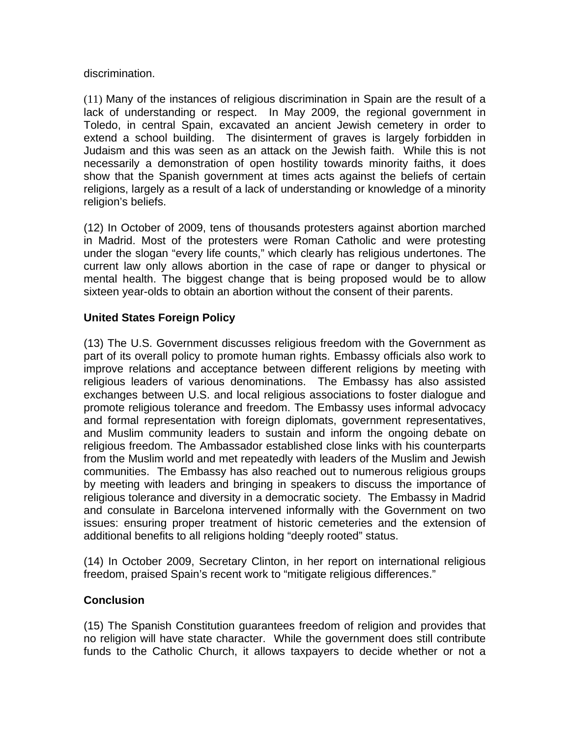discrimination.

(11) Many of the instances of religious discrimination in Spain are the result of a lack of understanding or respect. In May 2009, the regional government in Toledo, in central Spain, excavated an ancient Jewish cemetery in order to extend a school building. The disinterment of graves is largely forbidden in Judaism and this was seen as an attack on the Jewish faith. While this is not necessarily a demonstration of open hostility towards minority faiths, it does show that the Spanish government at times acts against the beliefs of certain religions, largely as a result of a lack of understanding or knowledge of a minority religion's beliefs.

(12) In October of 2009, tens of thousands protesters against abortion marched in Madrid. Most of the protesters were Roman Catholic and were protesting under the slogan "every life counts," which clearly has religious undertones. The current law only allows abortion in the case of rape or danger to physical or mental health. The biggest change that is being proposed would be to allow sixteen year-olds to obtain an abortion without the consent of their parents.

**United States Foreign Policy**

(13) The U.S. Government discusses religious freedom with the Government as part of its overall policy to promote human rights. Embassy officials also work to improve relations and acceptance between different religions by meeting with religious leaders of various denominations. The Embassy has also assisted exchanges between U.S. and local religious associations to foster dialogue and promote religious tolerance and freedom. The Embassy uses informal advocacy and formal representation with foreign diplomats, government representatives, and Muslim community leaders to sustain and inform the ongoing debate on religious freedom. The Ambassador established close links with his counterparts from the Muslim world and met repeatedly with leaders of the Muslim and Jewish communities. The Embassy has also reached out to numerous religious groups by meeting with leaders and bringing in speakers to discuss the importance of religious tolerance and diversity in a democratic society. The Embassy in Madrid and consulate in Barcelona intervened informally with the Government on two issues: ensuring proper treatment of historic cemeteries and the extension of additional benefits to all religions holding "deeply rooted" status.

(14) In October 2009, Secretary Clinton, in her report on international religious freedom, praised Spain's recent work to "mitigate religious differences."

**Conclusion**

(15) The Spanish Constitution guarantees freedom of religion and provides that no religion will have state character. While the government does still contribute funds to the Catholic Church, it allows taxpayers to decide whether or not a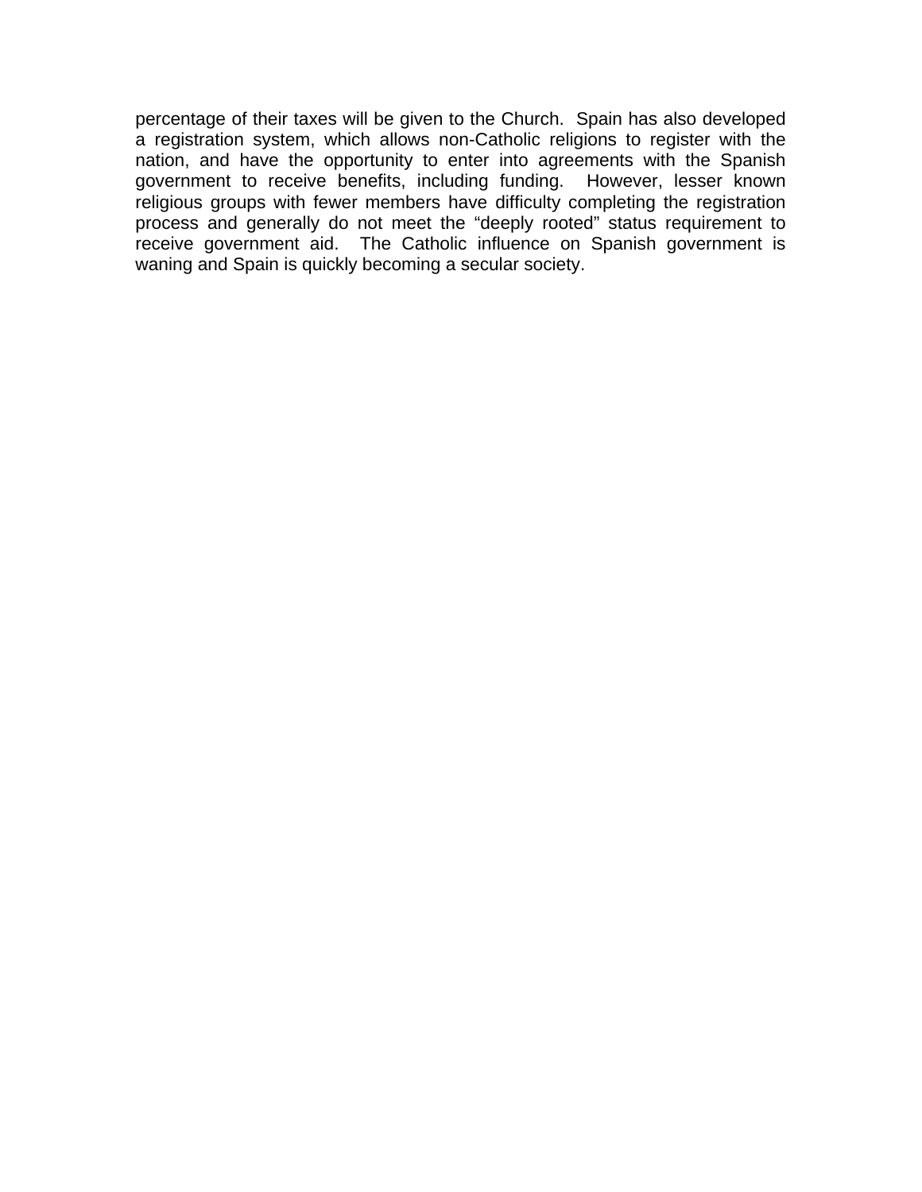percentage of their taxes will be given to the Church. Spain has also developed a registration system, which allows non-Catholic religions to register with the nation, and have the opportunity to enter into agreements with the Spanish government to receive benefits, including funding. However, lesser known religious groups with fewer members have difficulty completing the registration process and generally do not meet the "deeply rooted" status requirement to receive government aid. The Catholic influence on Spanish government is waning and Spain is quickly becoming a secular society.